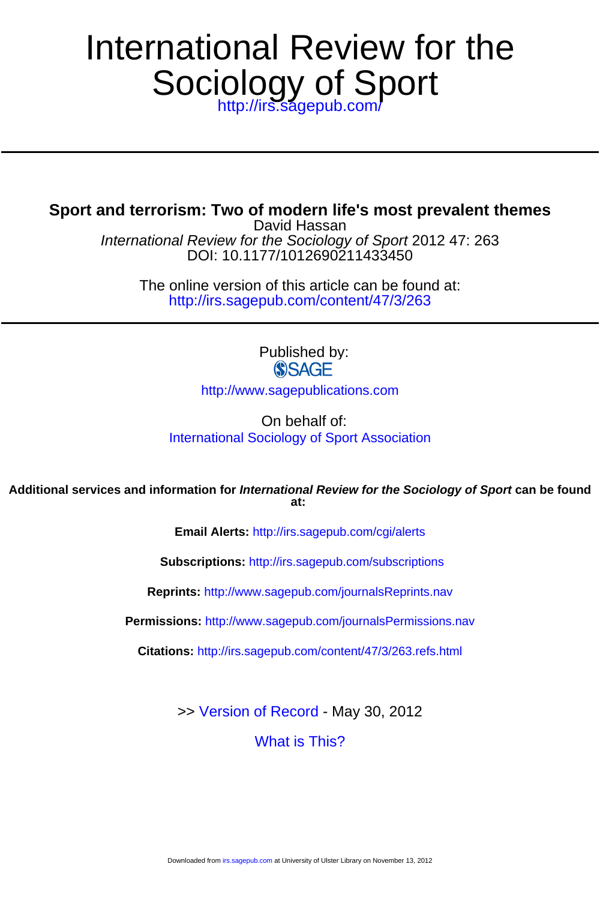# International Review for the Sociology of Sport

http://irs.sagepub.com/

---

## Sport and terrorism: Two of modern life's most prevalent themes

David Hassan

*International Review for the Sociology of Sport* 2012 47: 263

DOI: 10.1177/1012690211433450

The online version of this article can be found at:

http://irs.sagepub.com/content/47/3/263

---

Published by:

SAGE

http://www.sagepublications.com

On behalf of:

International Sociology of Sport Association

**Additional services and information for *International Review for the Sociology of Sport* can be found at:**

**Email Alerts:** http://irs.sagepub.com/cgi/alerts

**Subscriptions:** http://irs.sagepub.com/subscriptions

**Reprints:** http://www.sagepub.com/journalsReprints.nav

**Permissions:** http://www.sagepub.com/journalsPermissions.nav

**Citations:** http://irs.sagepub.com/content/47/3/263.refs.html

>> Version of Record - May 30, 2012

What is This?

Downloaded from irs.sagepub.com at University of Ulster Library on November 13, 2012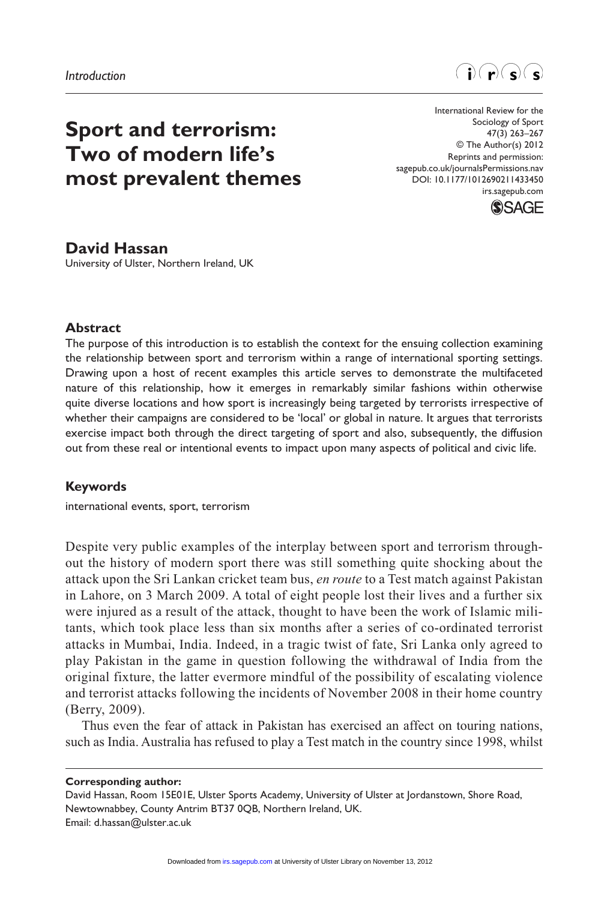*Introduction*

# Sport and terrorism: Two of modern life's most prevalent themes

**David Hassan**
University of Ulster, Northern Ireland, UK

### Abstract

The purpose of this introduction is to establish the context for the ensuing collection examining the relationship between sport and terrorism within a range of international sporting settings. Drawing upon a host of recent examples this article serves to demonstrate the multifaceted nature of this relationship, how it emerges in remarkably similar fashions within otherwise quite diverse locations and how sport is increasingly being targeted by terrorists irrespective of whether their campaigns are considered to be 'local' or global in nature. It argues that terrorists exercise impact both through the direct targeting of sport and also, subsequently, the diffusion out from these real or intentional events to impact upon many aspects of political and civic life.

### Keywords

international events, sport, terrorism

Despite very public examples of the interplay between sport and terrorism throughout the history of modern sport there was still something quite shocking about the attack upon the Sri Lankan cricket team bus, *en route* to a Test match against Pakistan in Lahore, on 3 March 2009. A total of eight people lost their lives and a further six were injured as a result of the attack, thought to have been the work of Islamic militants, which took place less than six months after a series of co-ordinated terrorist attacks in Mumbai, India. Indeed, in a tragic twist of fate, Sri Lanka only agreed to play Pakistan in the game in question following the withdrawal of India from the original fixture, the latter evermore mindful of the possibility of escalating violence and terrorist attacks following the incidents of November 2008 in their home country (Berry, 2009).

Thus even the fear of attack in Pakistan has exercised an affect on touring nations, such as India. Australia has refused to play a Test match in the country since 1998, whilst

**Corresponding author:**
David Hassan, Room 15E01E, Ulster Sports Academy, University of Ulster at Jordanstown, Shore Road, Newtownabbey, County Antrim BT37 0QB, Northern Ireland, UK.
Email: d.hassan@ulster.ac.uk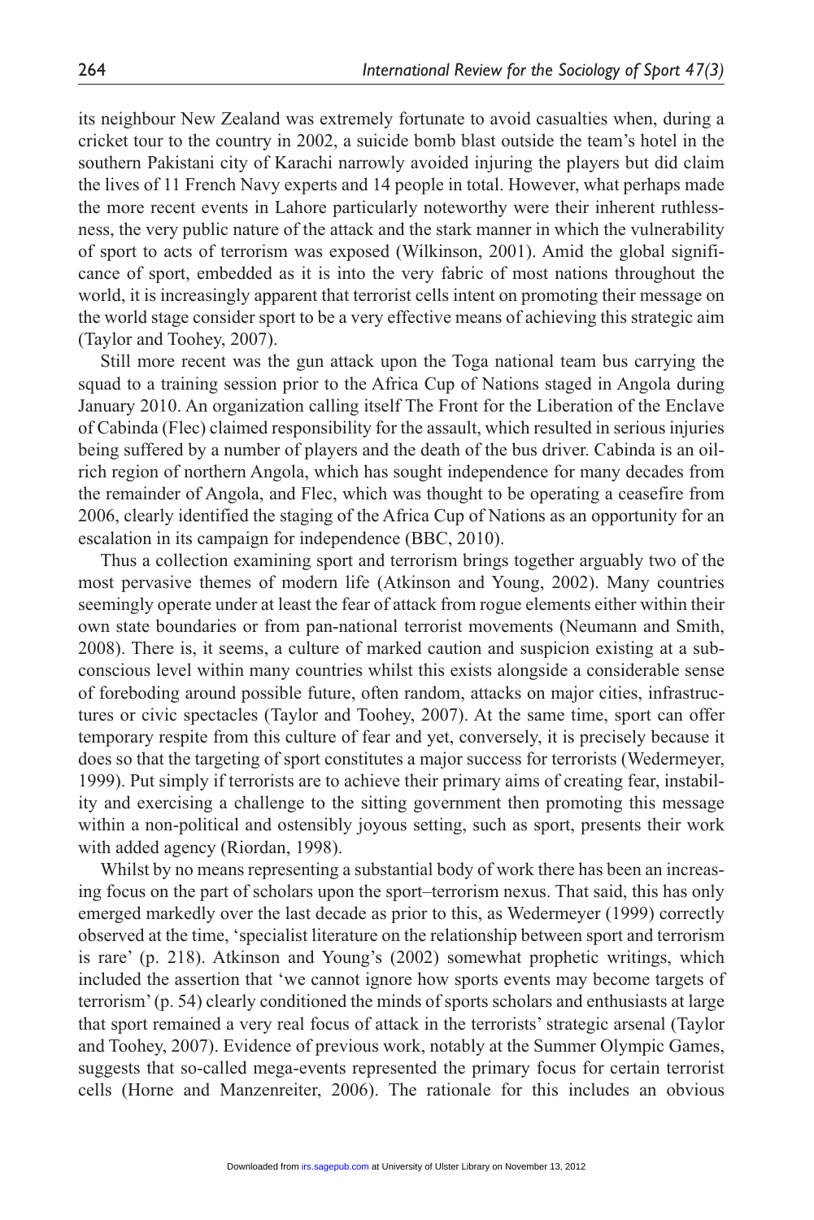its neighbour New Zealand was extremely fortunate to avoid casualties when, during a cricket tour to the country in 2002, a suicide bomb blast outside the team's hotel in the southern Pakistani city of Karachi narrowly avoided injuring the players but did claim the lives of 11 French Navy experts and 14 people in total. However, what perhaps made the more recent events in Lahore particularly noteworthy were their inherent ruthlessness, the very public nature of the attack and the stark manner in which the vulnerability of sport to acts of terrorism was exposed (Wilkinson, 2001). Amid the global significance of sport, embedded as it is into the very fabric of most nations throughout the world, it is increasingly apparent that terrorist cells intent on promoting their message on the world stage consider sport to be a very effective means of achieving this strategic aim (Taylor and Toohey, 2007).

Still more recent was the gun attack upon the Toga national team bus carrying the squad to a training session prior to the Africa Cup of Nations staged in Angola during January 2010. An organization calling itself The Front for the Liberation of the Enclave of Cabinda (Flec) claimed responsibility for the assault, which resulted in serious injuries being suffered by a number of players and the death of the bus driver. Cabinda is an oil-rich region of northern Angola, which has sought independence for many decades from the remainder of Angola, and Flec, which was thought to be operating a ceasefire from 2006, clearly identified the staging of the Africa Cup of Nations as an opportunity for an escalation in its campaign for independence (BBC, 2010).

Thus a collection examining sport and terrorism brings together arguably two of the most pervasive themes of modern life (Atkinson and Young, 2002). Many countries seemingly operate under at least the fear of attack from rogue elements either within their own state boundaries or from pan-national terrorist movements (Neumann and Smith, 2008). There is, it seems, a culture of marked caution and suspicion existing at a subconscious level within many countries whilst this exists alongside a considerable sense of foreboding around possible future, often random, attacks on major cities, infrastructures or civic spectacles (Taylor and Toohey, 2007). At the same time, sport can offer temporary respite from this culture of fear and yet, conversely, it is precisely because it does so that the targeting of sport constitutes a major success for terrorists (Wedermeyer, 1999). Put simply if terrorists are to achieve their primary aims of creating fear, instability and exercising a challenge to the sitting government then promoting this message within a non-political and ostensibly joyous setting, such as sport, presents their work with added agency (Riordan, 1998).

Whilst by no means representing a substantial body of work there has been an increasing focus on the part of scholars upon the sport–terrorism nexus. That said, this has only emerged markedly over the last decade as prior to this, as Wedermeyer (1999) correctly observed at the time, 'specialist literature on the relationship between sport and terrorism is rare' (p. 218). Atkinson and Young's (2002) somewhat prophetic writings, which included the assertion that 'we cannot ignore how sports events may become targets of terrorism' (p. 54) clearly conditioned the minds of sports scholars and enthusiasts at large that sport remained a very real focus of attack in the terrorists' strategic arsenal (Taylor and Toohey, 2007). Evidence of previous work, notably at the Summer Olympic Games, suggests that so-called mega-events represented the primary focus for certain terrorist cells (Horne and Manzenreiter, 2006). The rationale for this includes an obvious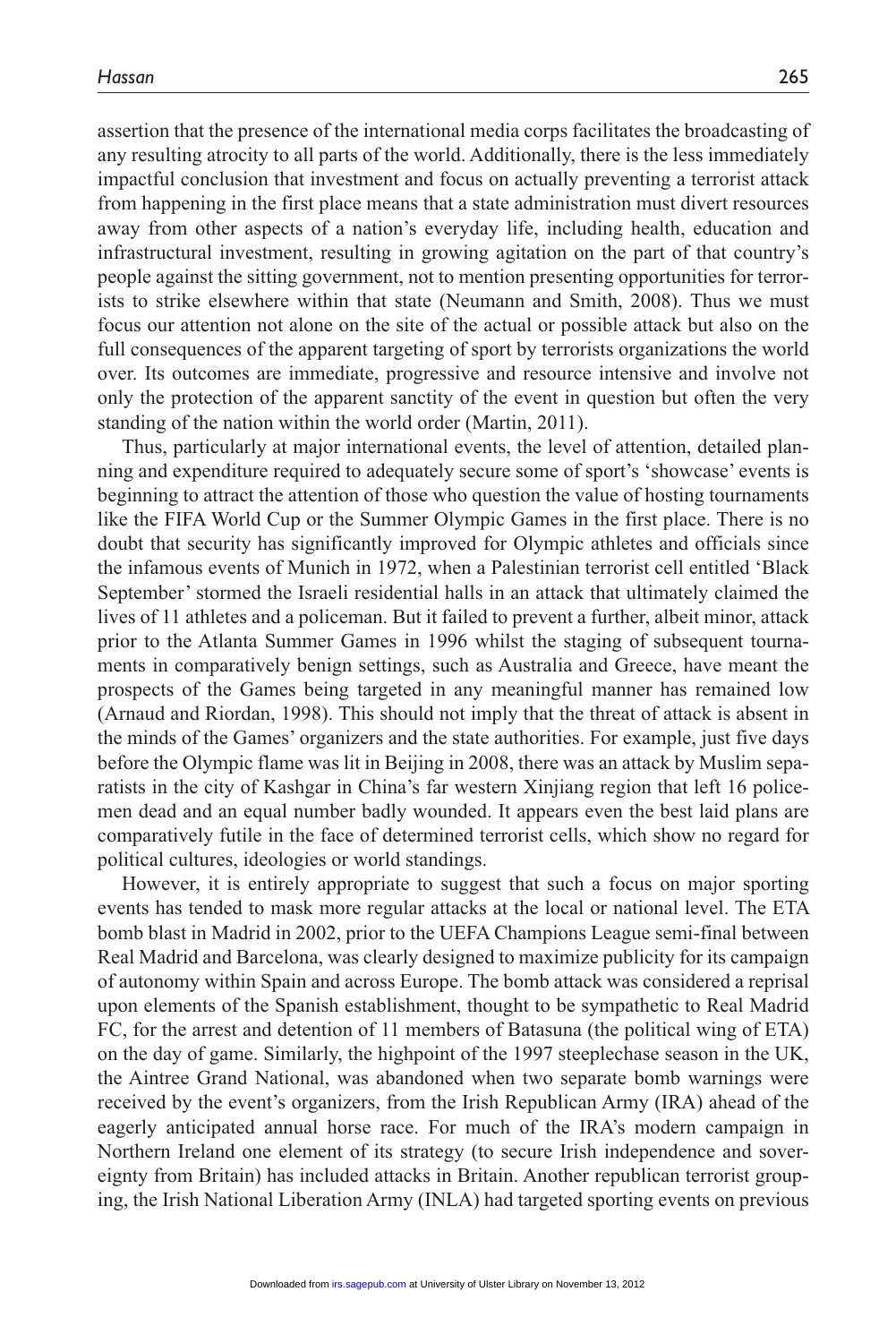assertion that the presence of the international media corps facilitates the broadcasting of any resulting atrocity to all parts of the world. Additionally, there is the less immediately impactful conclusion that investment and focus on actually preventing a terrorist attack from happening in the first place means that a state administration must divert resources away from other aspects of a nation's everyday life, including health, education and infrastructural investment, resulting in growing agitation on the part of that country's people against the sitting government, not to mention presenting opportunities for terrorists to strike elsewhere within that state (Neumann and Smith, 2008). Thus we must focus our attention not alone on the site of the actual or possible attack but also on the full consequences of the apparent targeting of sport by terrorists organizations the world over. Its outcomes are immediate, progressive and resource intensive and involve not only the protection of the apparent sanctity of the event in question but often the very standing of the nation within the world order (Martin, 2011).

Thus, particularly at major international events, the level of attention, detailed planning and expenditure required to adequately secure some of sport's 'showcase' events is beginning to attract the attention of those who question the value of hosting tournaments like the FIFA World Cup or the Summer Olympic Games in the first place. There is no doubt that security has significantly improved for Olympic athletes and officials since the infamous events of Munich in 1972, when a Palestinian terrorist cell entitled 'Black September' stormed the Israeli residential halls in an attack that ultimately claimed the lives of 11 athletes and a policeman. But it failed to prevent a further, albeit minor, attack prior to the Atlanta Summer Games in 1996 whilst the staging of subsequent tournaments in comparatively benign settings, such as Australia and Greece, have meant the prospects of the Games being targeted in any meaningful manner has remained low (Arnaud and Riordan, 1998). This should not imply that the threat of attack is absent in the minds of the Games' organizers and the state authorities. For example, just five days before the Olympic flame was lit in Beijing in 2008, there was an attack by Muslim separatists in the city of Kashgar in China's far western Xinjiang region that left 16 policemen dead and an equal number badly wounded. It appears even the best laid plans are comparatively futile in the face of determined terrorist cells, which show no regard for political cultures, ideologies or world standings.

However, it is entirely appropriate to suggest that such a focus on major sporting events has tended to mask more regular attacks at the local or national level. The ETA bomb blast in Madrid in 2002, prior to the UEFA Champions League semi-final between Real Madrid and Barcelona, was clearly designed to maximize publicity for its campaign of autonomy within Spain and across Europe. The bomb attack was considered a reprisal upon elements of the Spanish establishment, thought to be sympathetic to Real Madrid FC, for the arrest and detention of 11 members of Batasuna (the political wing of ETA) on the day of game. Similarly, the highpoint of the 1997 steeplechase season in the UK, the Aintree Grand National, was abandoned when two separate bomb warnings were received by the event's organizers, from the Irish Republican Army (IRA) ahead of the eagerly anticipated annual horse race. For much of the IRA's modern campaign in Northern Ireland one element of its strategy (to secure Irish independence and sovereignty from Britain) has included attacks in Britain. Another republican terrorist grouping, the Irish National Liberation Army (INLA) had targeted sporting events on previous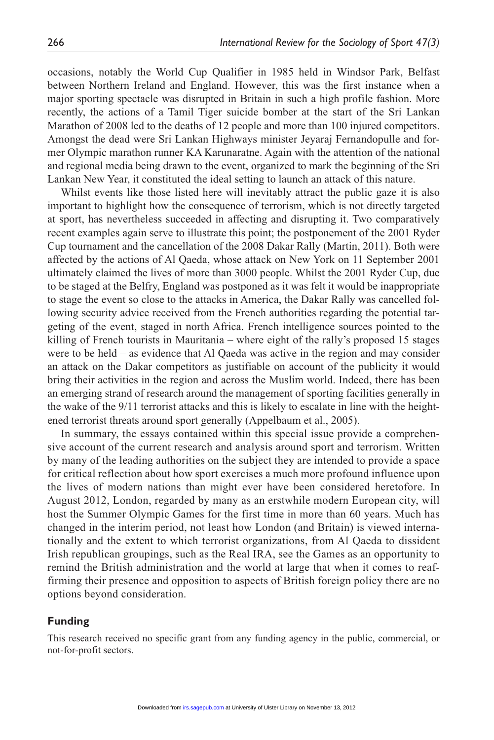occasions, notably the World Cup Qualifier in 1985 held in Windsor Park, Belfast between Northern Ireland and England. However, this was the first instance when a major sporting spectacle was disrupted in Britain in such a high profile fashion. More recently, the actions of a Tamil Tiger suicide bomber at the start of the Sri Lankan Marathon of 2008 led to the deaths of 12 people and more than 100 injured competitors. Amongst the dead were Sri Lankan Highways minister Jeyaraj Fernandopulle and former Olympic marathon runner KA Karunaratne. Again with the attention of the national and regional media being drawn to the event, organized to mark the beginning of the Sri Lankan New Year, it constituted the ideal setting to launch an attack of this nature.

Whilst events like those listed here will inevitably attract the public gaze it is also important to highlight how the consequence of terrorism, which is not directly targeted at sport, has nevertheless succeeded in affecting and disrupting it. Two comparatively recent examples again serve to illustrate this point; the postponement of the 2001 Ryder Cup tournament and the cancellation of the 2008 Dakar Rally (Martin, 2011). Both were affected by the actions of Al Qaeda, whose attack on New York on 11 September 2001 ultimately claimed the lives of more than 3000 people. Whilst the 2001 Ryder Cup, due to be staged at the Belfry, England was postponed as it was felt it would be inappropriate to stage the event so close to the attacks in America, the Dakar Rally was cancelled following security advice received from the French authorities regarding the potential targeting of the event, staged in north Africa. French intelligence sources pointed to the killing of French tourists in Mauritania – where eight of the rally's proposed 15 stages were to be held – as evidence that Al Qaeda was active in the region and may consider an attack on the Dakar competitors as justifiable on account of the publicity it would bring their activities in the region and across the Muslim world. Indeed, there has been an emerging strand of research around the management of sporting facilities generally in the wake of the 9/11 terrorist attacks and this is likely to escalate in line with the heightened terrorist threats around sport generally (Appelbaum et al., 2005).

In summary, the essays contained within this special issue provide a comprehensive account of the current research and analysis around sport and terrorism. Written by many of the leading authorities on the subject they are intended to provide a space for critical reflection about how sport exercises a much more profound influence upon the lives of modern nations than might ever have been considered heretofore. In August 2012, London, regarded by many as an erstwhile modern European city, will host the Summer Olympic Games for the first time in more than 60 years. Much has changed in the interim period, not least how London (and Britain) is viewed internationally and the extent to which terrorist organizations, from Al Qaeda to dissident Irish republican groupings, such as the Real IRA, see the Games as an opportunity to remind the British administration and the world at large that when it comes to reaffirming their presence and opposition to aspects of British foreign policy there are no options beyond consideration.

## Funding

This research received no specific grant from any funding agency in the public, commercial, or not-for-profit sectors.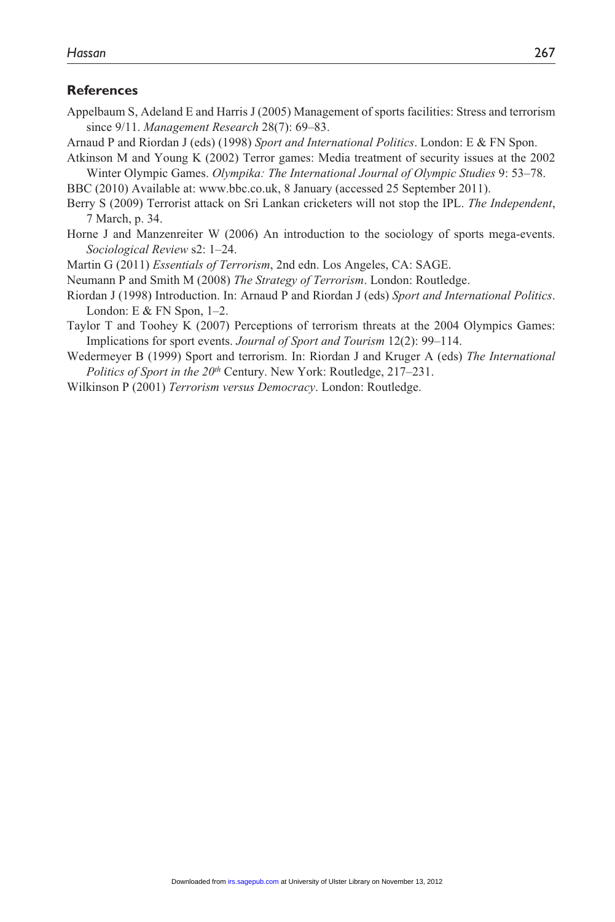## References

Appelbaum S, Adeland E and Harris J (2005) Management of sports facilities: Stress and terrorism since 9/11. *Management Research* 28(7): 69–83.

Arnaud P and Riordan J (eds) (1998) *Sport and International Politics*. London: E & FN Spon.

Atkinson M and Young K (2002) Terror games: Media treatment of security issues at the 2002 Winter Olympic Games. *Olympika: The International Journal of Olympic Studies* 9: 53–78.

BBC (2010) Available at: www.bbc.co.uk, 8 January (accessed 25 September 2011).

Berry S (2009) Terrorist attack on Sri Lankan cricketers will not stop the IPL. *The Independent*, 7 March, p. 34.

Horne J and Manzenreiter W (2006) An introduction to the sociology of sports mega-events. *Sociological Review* s2: 1–24.

Martin G (2011) *Essentials of Terrorism*, 2nd edn. Los Angeles, CA: SAGE.

Neumann P and Smith M (2008) *The Strategy of Terrorism*. London: Routledge.

Riordan J (1998) Introduction. In: Arnaud P and Riordan J (eds) *Sport and International Politics*. London: E & FN Spon, 1–2.

Taylor T and Toohey K (2007) Perceptions of terrorism threats at the 2004 Olympics Games: Implications for sport events. *Journal of Sport and Tourism* 12(2): 99–114.

Wedermeyer B (1999) Sport and terrorism. In: Riordan J and Kruger A (eds) *The International Politics of Sport in the 20th* Century. New York: Routledge, 217–231.

Wilkinson P (2001) *Terrorism versus Democracy*. London: Routledge.

Downloaded from irs.sagepub.com at University of Ulster Library on November 13, 2012